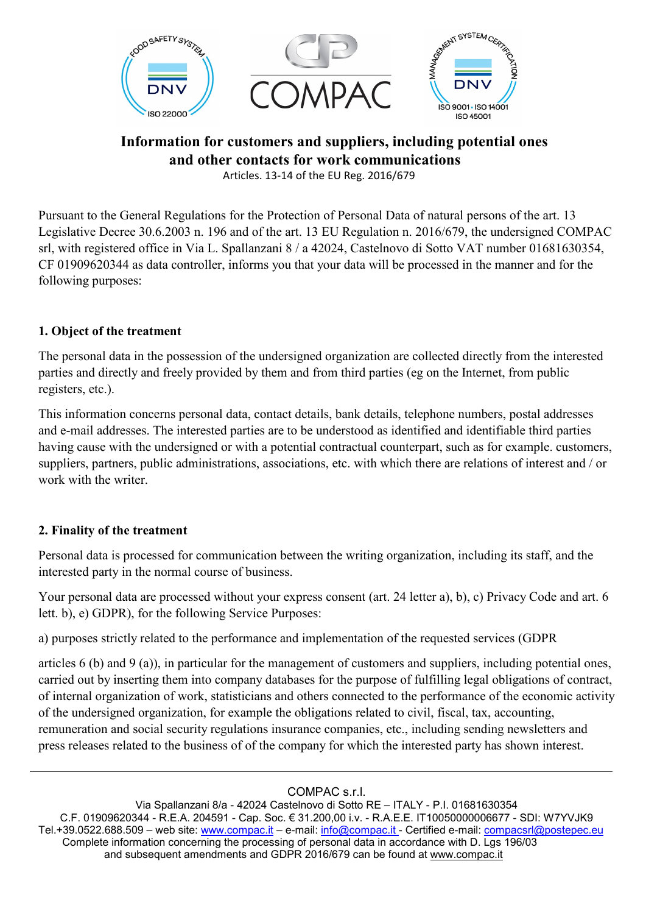# Information for customers and suppliers, including potential ones and other contacts for work communications

Articles. 13-14 of the EU Reg. 2016/679

Pursuant to the General Regulations for the Protection of Personal Data of natural persons of the art. 13 Legislative Decree 30.6.2003 n. 196 and of the art. 13 EU Regulation n. 2016/679, the undersigned COMPAC srl, with registered office in Via L. Spallanzani 8 / a 42024, Castelnovo di Sotto VAT number 01681630354, CF 01909620344 as data controller, informs you that your data will be processed in the manner and for the following purposes:

## 1. Object of the treatment

The personal data in the possession of the undersigned organization are collected directly from the interested parties and directly and freely provided by them and from third parties (eg on the Internet, from public registers, etc.).

This information concerns personal data, contact details, bank details, telephone numbers, postal addresses and e-mail addresses. The interested parties are to be understood as identified and identifiable third parties having cause with the undersigned or with a potential contractual counterpart, such as for example. customers, suppliers, partners, public administrations, associations, etc. with which there are relations of interest and / or work with the writer.

## 2. Finality of the treatment

Personal data is processed for communication between the writing organization, including its staff, and the interested party in the normal course of business.

Your personal data are processed without your express consent (art. 24 letter a), b), c) Privacy Code and art. 6 lett. b), e) GDPR), for the following Service Purposes:

a) purposes strictly related to the performance and implementation of the requested services (GDPR

articles 6 (b) and 9 (a)), in particular for the management of customers and suppliers, including potential ones, carried out by inserting them into company databases for the purpose of fulfilling legal obligations of contract, of internal organization of work, statisticians and others connected to the performance of the economic activity of the undersigned organization, for example the obligations related to civil, fiscal, tax, accounting, remuneration and social security regulations insurance companies, etc., including sending newsletters and press releases related to the business of of the company for which the interested party has shown interest.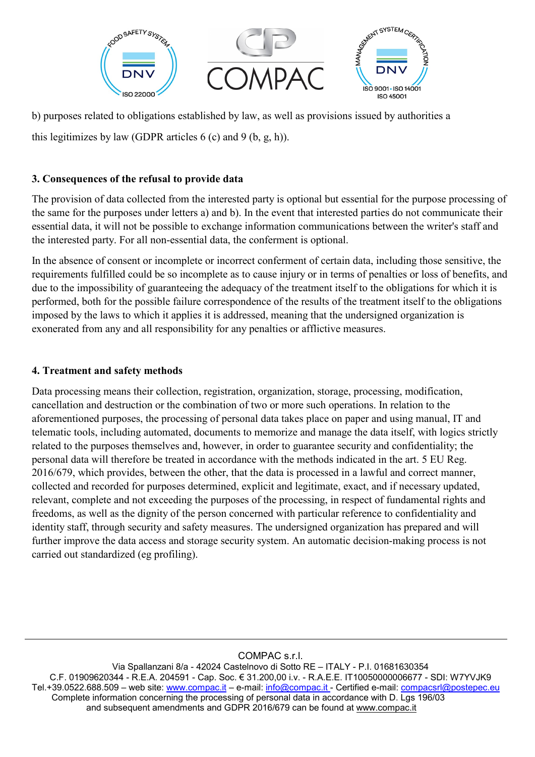b) purposes related to obligations established by law, as well as provisions issued by authorities a

this legitimizes by law (GDPR articles 6 (c) and 9 (b, g, h)).

### 3. Consequences of the refusal to provide data

The provision of data collected from the interested party is optional but essential for the purpose processing of the same for the purposes under letters a) and b). In the event that interested parties do not communicate their essential data, it will not be possible to exchange information communications between the writer's staff and the interested party. For all non-essential data, the conferment is optional.

In the absence of consent or incomplete or incorrect conferment of certain data, including those sensitive, the requirements fulfilled could be so incomplete as to cause injury or in terms of penalties or loss of benefits, and due to the impossibility of guaranteeing the adequacy of the treatment itself to the obligations for which it is performed, both for the possible failure correspondence of the results of the treatment itself to the obligations imposed by the laws to which it applies it is addressed, meaning that the undersigned organization is exonerated from any and all responsibility for any penalties or afflictive measures.

### 4. Treatment and safety methods

Data processing means their collection, registration, organization, storage, processing, modification, cancellation and destruction or the combination of two or more such operations. In relation to the aforementioned purposes, the processing of personal data takes place on paper and using manual, IT and telematic tools, including automated, documents to memorize and manage the data itself, with logics strictly related to the purposes themselves and, however, in order to guarantee security and confidentiality; the personal data will therefore be treated in accordance with the methods indicated in the art. 5 EU Reg. 2016/679, which provides, between the other, that the data is processed in a lawful and correct manner, collected and recorded for purposes determined, explicit and legitimate, exact, and if necessary updated, relevant, complete and not exceeding the purposes of the processing, in respect of fundamental rights and freedoms, as well as the dignity of the person concerned with particular reference to confidentiality and identity staff, through security and safety measures. The undersigned organization has prepared and will further improve the data access and storage security system. An automatic decision-making process is not carried out standardized (eg profiling).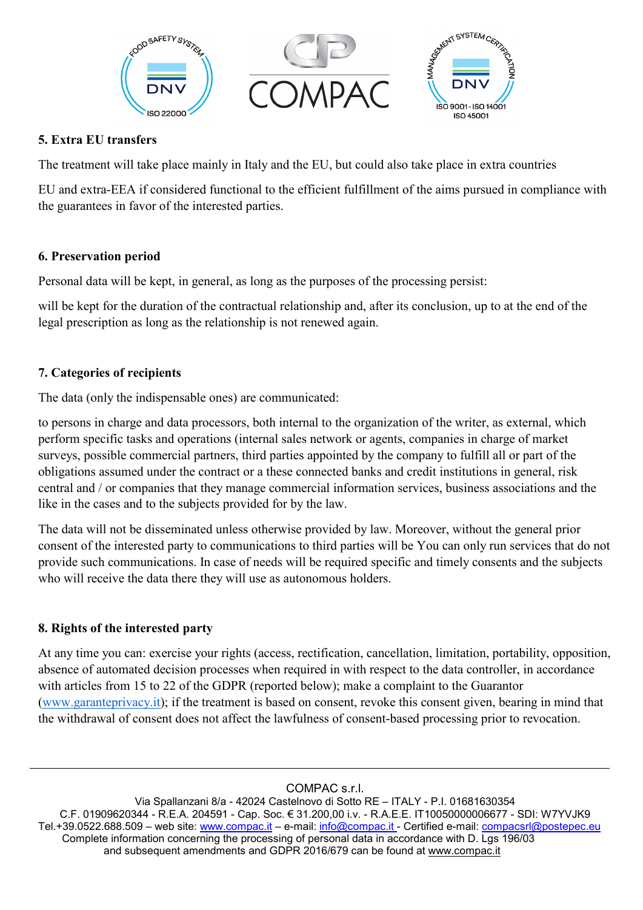## 5. Extra EU transfers

The treatment will take place mainly in Italy and the EU, but could also take place in extra countries

EU and extra-EEA if considered functional to the efficient fulfillment of the aims pursued in compliance with the guarantees in favor of the interested parties.

## 6. Preservation period

Personal data will be kept, in general, as long as the purposes of the processing persist:

will be kept for the duration of the contractual relationship and, after its conclusion, up to at the end of the legal prescription as long as the relationship is not renewed again.

## 7. Categories of recipients

The data (only the indispensable ones) are communicated:

to persons in charge and data processors, both internal to the organization of the writer, as external, which perform specific tasks and operations (internal sales network or agents, companies in charge of market surveys, possible commercial partners, third parties appointed by the company to fulfill all or part of the obligations assumed under the contract or a these connected banks and credit institutions in general, risk central and / or companies that they manage commercial information services, business associations and the like in the cases and to the subjects provided for by the law.

The data will not be disseminated unless otherwise provided by law. Moreover, without the general prior consent of the interested party to communications to third parties will be You can only run services that do not provide such communications. In case of needs will be required specific and timely consents and the subjects who will receive the data there they will use as autonomous holders.

## 8. Rights of the interested party

At any time you can: exercise your rights (access, rectification, cancellation, limitation, portability, opposition, absence of automated decision processes when required in with respect to the data controller, in accordance with articles from 15 to 22 of the GDPR (reported below); make a complaint to the Guarantor (www.garanteprivacy.it); if the treatment is based on consent, revoke this consent given, bearing in mind that the withdrawal of consent does not affect the lawfulness of consent-based processing prior to revocation.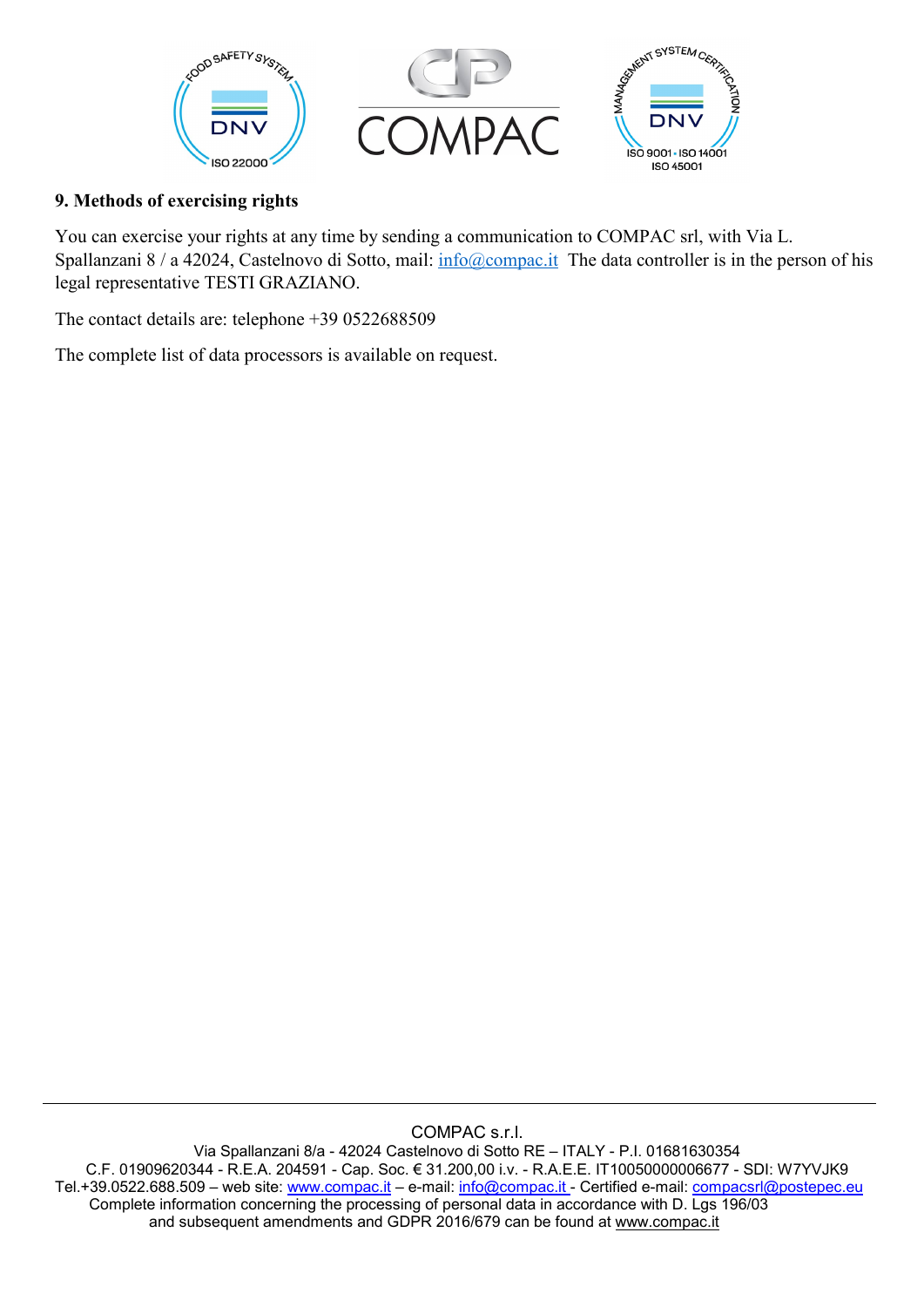## 9. Methods of exercising rights

You can exercise your rights at any time by sending a communication to COMPAC srl, with Via L. Spallanzani 8 / a 42024, Castelnovo di Sotto, mail: info@compac.it The data controller is in the person of his legal representative TESTI GRAZIANO.

The contact details are: telephone +39 0522688509

The complete list of data processors is available on request.